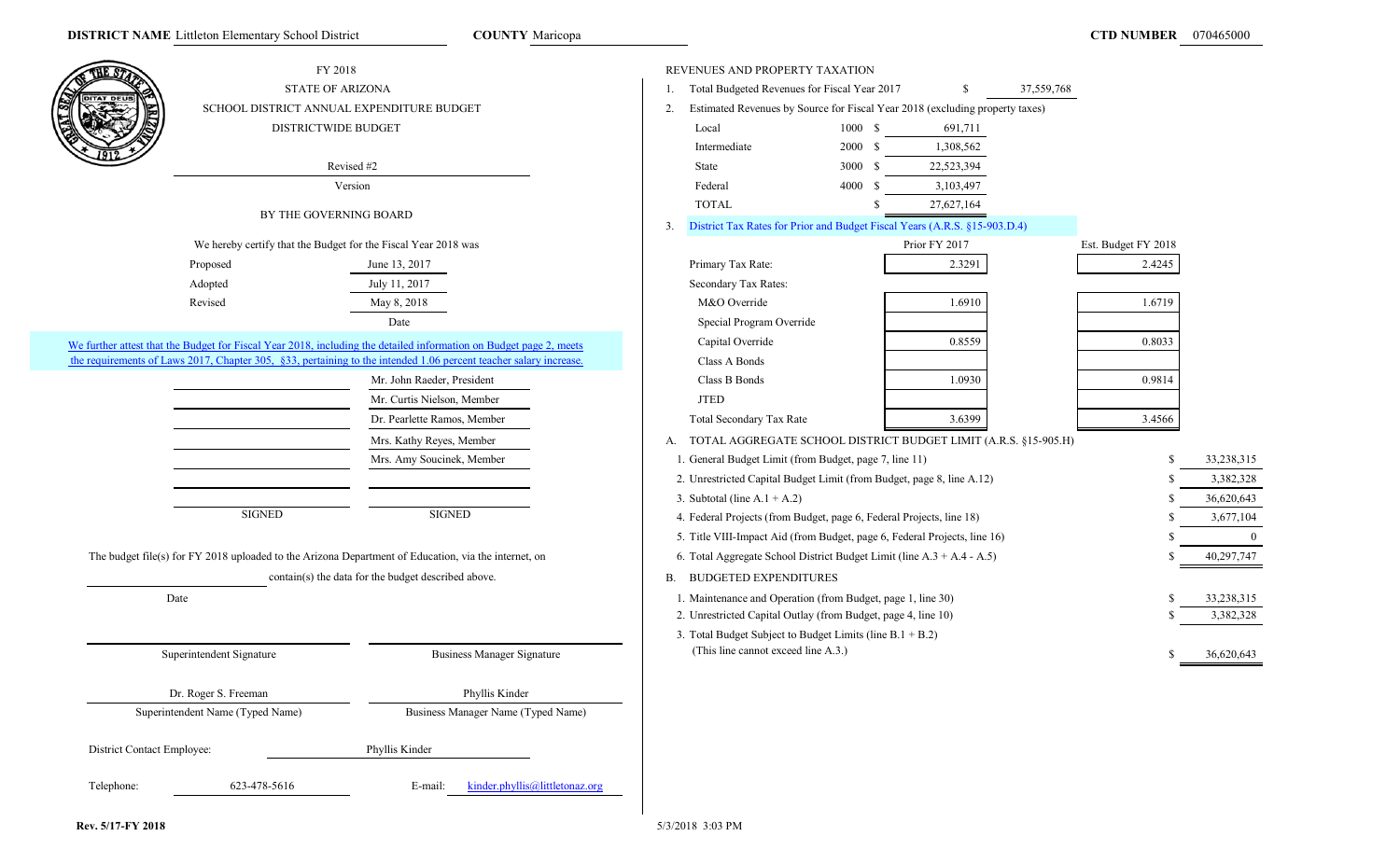**DISTRICT NAME** Littleton Elementary School District **COUNTY** Maricopa **CTD NUMBER** 070465000

FY 2018

STATE OF ARIZONA

SCHOOL DISTRICT ANNUAL EXPENDITURE BUDGET

DISTRICTWIDE BUDGET

Revised #2

Version

BY THE GOVERNING BOARD

We hereby certify that the Budget for the Fiscal Year 2018 was

| | |
|---|---|
| Proposed | June 13, 2017 |
| Adopted | July 11, 2017 |
| Revised | May 8, 2018 |
| | Date |

We further attest that the Budget for Fiscal Year 2018, including the detailed information on Budget page 2, meets the requirements of Laws 2017, Chapter 305, §33, pertaining to the intended 1.06 percent teacher salary increase.

Mr. John Raeder, President

Mr. Curtis Nielson, Member

Dr. Pearlette Ramos, Member

Mrs. Kathy Reyes, Member

Mrs. Amy Soucinek, Member

SIGNED SIGNED

The budget file(s) for FY 2018 uploaded to the Arizona Department of Education, via the internet, on ______ contain(s) the data for the budget described above.

Date

| Superintendent Signature | Business Manager Signature |
|---|---|
| Dr. Roger S. Freeman | Phyllis Kinder |
| Superintendent Name (Typed Name) | Business Manager Name (Typed Name) |

District Contact Employee: Phyllis Kinder

Telephone: 623-478-5616 E-mail: kinder.phyllis@littletonaz.org

REVENUES AND PROPERTY TAXATION

1. Total Budgeted Revenues for Fiscal Year 2017 $ 37,559,768
2. Estimated Revenues by Source for Fiscal Year 2018 (excluding property taxes)

| Source | Code | Amount |
|---|---|---|
| Local | 1000 | $ 691,711 |
| Intermediate | 2000 | $ 1,308,562 |
| State | 3000 | $ 22,523,394 |
| Federal | 4000 | $ 3,103,497 |
| TOTAL | | $ 27,627,164 |

3. District Tax Rates for Prior and Budget Fiscal Years (A.R.S. §15-903.D.4)

| | Prior FY 2017 | Est. Budget FY 2018 |
|---|---|---|
| Primary Tax Rate: | 2.3291 | 2.4245 |
| Secondary Tax Rates: | | |
| M&O Override | 1.6910 | 1.6719 |
| Special Program Override | | |
| Capital Override | 0.8559 | 0.8033 |
| Class A Bonds | | |
| Class B Bonds | 1.0930 | 0.9814 |
| JTED | | |
| Total Secondary Tax Rate | 3.6399 | 3.4566 |

A. TOTAL AGGREGATE SCHOOL DISTRICT BUDGET LIMIT (A.R.S. §15-905.H)

| | |
|---|---|
| 1. General Budget Limit (from Budget, page 7, line 11) | $ 33,238,315 |
| 2. Unrestricted Capital Budget Limit (from Budget, page 8, line A.12) | $ 3,382,328 |
| 3. Subtotal (line A.1 + A.2) | $ 36,620,643 |
| 4. Federal Projects (from Budget, page 6, Federal Projects, line 18) | $ 3,677,104 |
| 5. Title VIII-Impact Aid (from Budget, page 6, Federal Projects, line 16) | $ 0 |
| 6. Total Aggregate School District Budget Limit (line A.3 + A.4 - A.5) | $ 40,297,747 |

B. BUDGETED EXPENDITURES

| | |
|---|---|
| 1. Maintenance and Operation (from Budget, page 1, line 30) | $ 33,238,315 |
| 2. Unrestricted Capital Outlay (from Budget, page 4, line 10) | $ 3,382,328 |
| 3. Total Budget Subject to Budget Limits (line B.1 + B.2) (This line cannot exceed line A.3.) | $ 36,620,643 |

Rev. 5/17-FY 2018

5/3/2018 3:03 PM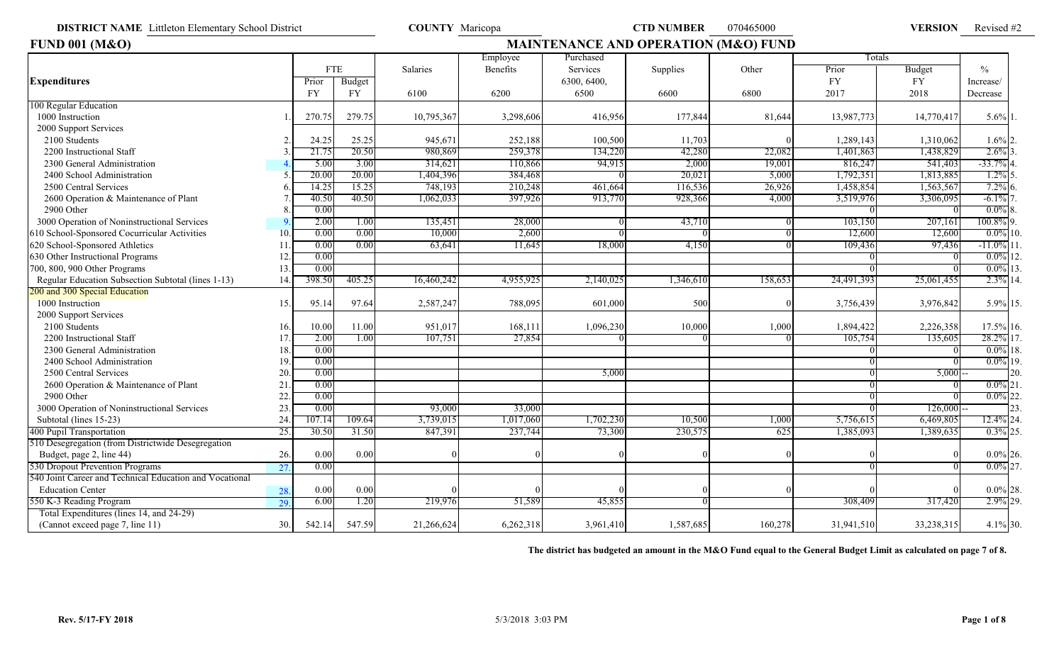**DISTRICT NAME** Littleton Elementary School District **COUNTY** Maricopa **CTD NUMBER** 070465000 **VERSION** Revised #2

# FUND 001 (M&O) MAINTENANCE AND OPERATION (M&O) FUND

| Expenditures | | FTE Prior FY | FTE Budget FY | Salaries 6100 | Employee Benefits 6200 | Purchased Services 6300, 6400, 6500 | Supplies 6600 | Other 6800 | Totals Prior FY 2017 | Totals Budget FY 2018 | % Increase/ Decrease | |
|---|---|---|---|---|---|---|---|---|---|---|---|---|
| 100 Regular Education | | | | | | | | | | | | |
| 1000 Instruction | 1. | 270.75 | 279.75 | 10,795,367 | 3,298,606 | 416,956 | 177,844 | 81,644 | 13,987,773 | 14,770,417 | 5.6% | 1. |
| 2000 Support Services | | | | | | | | | | | | |
| 2100 Students | 2. | 24.25 | 25.25 | 945,671 | 252,188 | 100,500 | 11,703 | 0 | 1,289,143 | 1,310,062 | 1.6% | 2. |
| 2200 Instructional Staff | 3. | 21.75 | 20.50 | 980,869 | 259,378 | 134,220 | 42,280 | 22,082 | 1,401,863 | 1,438,829 | 2.6% | 3. |
| 2300 General Administration | 4. | 5.00 | 3.00 | 314,621 | 110,866 | 94,915 | 2,000 | 19,001 | 816,247 | 541,403 | -33.7% | 4. |
| 2400 School Administration | 5. | 20.00 | 20.00 | 1,404,396 | 384,468 | 0 | 20,021 | 5,000 | 1,792,351 | 1,813,885 | 1.2% | 5. |
| 2500 Central Services | 6. | 14.25 | 15.25 | 748,193 | 210,248 | 461,664 | 116,536 | 26,926 | 1,458,854 | 1,563,567 | 7.2% | 6. |
| 2600 Operation & Maintenance of Plant | 7. | 40.50 | 40.50 | 1,062,033 | 397,926 | 913,770 | 928,366 | 4,000 | 3,519,976 | 3,306,095 | -6.1% | 7. |
| 2900 Other | 8. | 0.00 | | | | | | | 0 | 0 | 0.0% | 8. |
| 3000 Operation of Noninstructional Services | 9. | 2.00 | 1.00 | 135,451 | 28,000 | 0 | 43,710 | 0 | 103,150 | 207,161 | 100.8% | 9. |
| 610 School-Sponsored Cocurricular Activities | 10. | 0.00 | 0.00 | 10,000 | 2,600 | 0 | 0 | 0 | 12,600 | 12,600 | 0.0% | 10. |
| 620 School-Sponsored Athletics | 11. | 0.00 | 0.00 | 63,641 | 11,645 | 18,000 | 4,150 | 0 | 109,436 | 97,436 | -11.0% | 11. |
| 630 Other Instructional Programs | 12. | 0.00 | | | | | | | 0 | 0 | 0.0% | 12. |
| 700, 800, 900 Other Programs | 13. | 0.00 | | | | | | | 0 | 0 | 0.0% | 13. |
| Regular Education Subsection Subtotal (lines 1-13) | 14. | 398.50 | 405.25 | 16,460,242 | 4,955,925 | 2,140,025 | 1,346,610 | 158,653 | 24,491,393 | 25,061,455 | 2.3% | 14. |
| 200 and 300 Special Education | | | | | | | | | | | | |
| 1000 Instruction | 15. | 95.14 | 97.64 | 2,587,247 | 788,095 | 601,000 | 500 | 0 | 3,756,439 | 3,976,842 | 5.9% | 15. |
| 2000 Support Services | | | | | | | | | | | | |
| 2100 Students | 16. | 10.00 | 11.00 | 951,017 | 168,111 | 1,096,230 | 10,000 | 1,000 | 1,894,422 | 2,226,358 | 17.5% | 16. |
| 2200 Instructional Staff | 17. | 2.00 | 1.00 | 107,751 | 27,854 | 0 | 0 | 0 | 105,754 | 135,605 | 28.2% | 17. |
| 2300 General Administration | 18. | 0.00 | | | | | | | 0 | 0 | 0.0% | 18. |
| 2400 School Administration | 19. | 0.00 | | | | | | | 0 | 0 | 0.0% | 19. |
| 2500 Central Services | 20. | 0.00 | | | | 5,000 | | | 0 | 5,000 | -- | 20. |
| 2600 Operation & Maintenance of Plant | 21. | 0.00 | | | | | | | 0 | 0 | 0.0% | 21. |
| 2900 Other | 22. | 0.00 | | | | | | | 0 | 0 | 0.0% | 22. |
| 3000 Operation of Noninstructional Services | 23. | 0.00 | | 93,000 | 33,000 | | | | 0 | 126,000 | -- | 23. |
| Subtotal (lines 15-23) | 24. | 107.14 | 109.64 | 3,739,015 | 1,017,060 | 1,702,230 | 10,500 | 1,000 | 5,756,615 | 6,469,805 | 12.4% | 24. |
| 400 Pupil Transportation | 25. | 30.50 | 31.50 | 847,391 | 237,744 | 73,300 | 230,575 | 625 | 1,385,093 | 1,389,635 | 0.3% | 25. |
| 510 Desegregation (from Districtwide Desegregation Budget, page 2, line 44) | 26. | 0.00 | 0.00 | 0 | 0 | 0 | 0 | 0 | 0 | 0 | 0.0% | 26. |
| 530 Dropout Prevention Programs | 27. | 0.00 | | | | | | | 0 | 0 | 0.0% | 27. |
| 540 Joint Career and Technical Education and Vocational Education Center | 28. | 0.00 | 0.00 | 0 | 0 | 0 | 0 | 0 | 0 | 0 | 0.0% | 28. |
| 550 K-3 Reading Program | 29. | 6.00 | 1.20 | 219,976 | 51,589 | 45,855 | 0 | | 308,409 | 317,420 | 2.9% | 29. |
| Total Expenditures (lines 14, and 24-29) (Cannot exceed page 7, line 11) | 30. | 542.14 | 547.59 | 21,266,624 | 6,262,318 | 3,961,410 | 1,587,685 | 160,278 | 31,941,510 | 33,238,315 | 4.1% | 30. |

**The district has budgeted an amount in the M&O Fund equal to the General Budget Limit as calculated on page 7 of 8.**

**Rev. 5/17-FY 2018** 5/3/2018 3:03 PM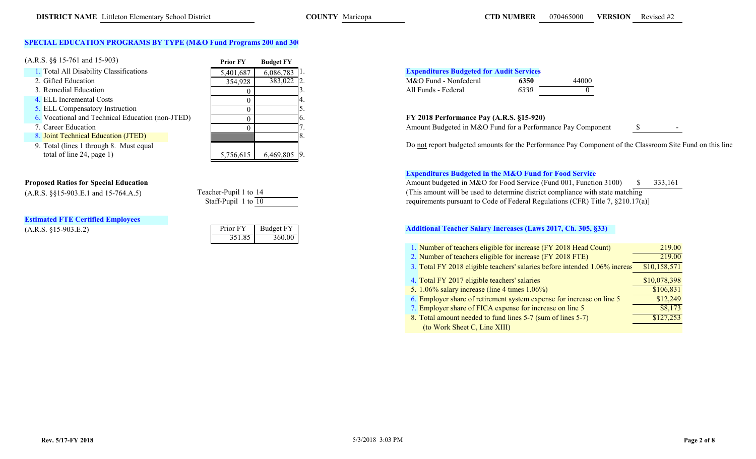**DISTRICT NAME** Littleton Elementary School District **COUNTY** Maricopa **CTD NUMBER** 070465000 **VERSION** Revised #2

## SPECIAL EDUCATION PROGRAMS BY TYPE (M&O Fund Programs 200 and 300)

(A.R.S. §§ 15-761 and 15-903)

| | Prior FY | Budget FY | |
|---|---|---|---|
| 1. Total All Disability Classifications | 5,401,687 | 6,086,783 | 1. |
| 2. Gifted Education | 354,928 | 383,022 | 2. |
| 3. Remedial Education | 0 | | 3. |
| 4. ELL Incremental Costs | 0 | | 4. |
| 5. ELL Compensatory Instruction | 0 | | 5. |
| 6. Vocational and Technical Education (non-JTED) | 0 | | 6. |
| 7. Career Education | 0 | | 7. |
| 8. Joint Technical Education (JTED) | | | 8. |
| 9. Total (lines 1 through 8. Must equal total of line 24, page 1) | 5,756,615 | 6,469,805 | 9. |

**Proposed Ratios for Special Education**
(A.R.S. §§15-903.E.1 and 15-764.A.5)

Teacher-Pupil 1 to 14
Staff-Pupil 1 to 10

**Estimated FTE Certified Employees**
(A.R.S. §15-903.E.2)

| Prior FY | Budget FY |
|---|---|
| 351.85 | 360.00 |

**Expenditures Budgeted for Audit Services**

| | | |
|---|---|---|
| M&O Fund - Nonfederal | 6350 | 44000 |
| All Funds - Federal | 6330 | 0 |

**FY 2018 Performance Pay (A.R.S. §15-920)**

Amount Budgeted in M&O Fund for a Performance Pay Component $ -

Do not report budgeted amounts for the Performance Pay Component of the Classroom Site Fund on this line

**Expenditures Budgeted in the M&O Fund for Food Service**

Amount budgeted in M&O for Food Service (Fund 001, Function 3100) $ 333,161
(This amount will be used to determine district compliance with state matching requirements pursuant to Code of Federal Regulations (CFR) Title 7, §210.17(a)]

**Additional Teacher Salary Increases (Laws 2017, Ch. 305, §33)**

| | |
|---|---|
| 1. Number of teachers eligible for increase (FY 2018 Head Count) | 219.00 |
| 2. Number of teachers eligible for increase (FY 2018 FTE) | 219.00 |
| 3. Total FY 2018 eligible teachers' salaries before intended 1.06% increase | $10,158,571 |
| 4. Total FY 2017 eligible teachers' salaries | $10,078,398 |
| 5. 1.06% salary increase (line 4 times 1.06%) | $106,831 |
| 6. Employer share of retirement system expense for increase on line 5 | $12,249 |
| 7. Employer share of FICA expense for increase on line 5 | $8,173 |
| 8. Total amount needed to fund lines 5-7 (sum of lines 5-7) (to Work Sheet C, Line XIII) | $127,253 |

Rev. 5/17-FY 2018 5/3/2018 3:03 PM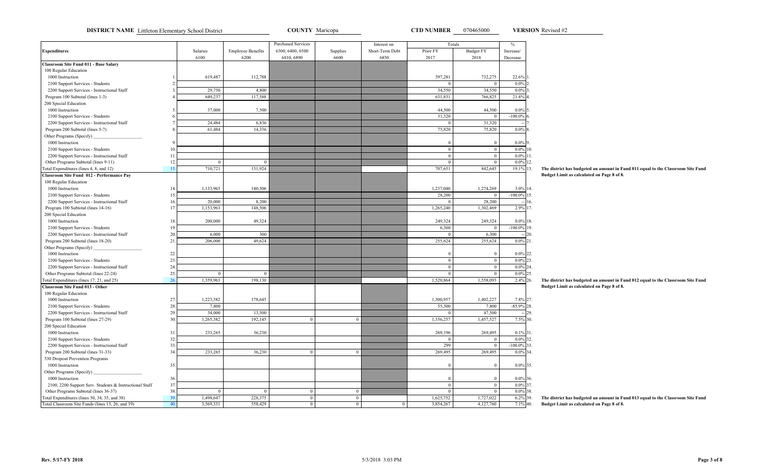**DISTRICT NAME** Littleton Elementary School District **COUNTY** Maricopa **CTD NUMBER** 070465000 **VERSION** Revised #2

| Expenditures | | Salaries 6100 | Employee Benefits 6200 | Purchased Services 6300, 6400, 6500 6810, 6890 | Supplies 6600 | Interest on Short-Term Debt 6850 | Totals Prior FY 2017 | Totals Budget FY 2018 | % Increase/ Decrease | |
|---|---|---|---|---|---|---|---|---|---|---|
| **Classroom Site Fund 011 - Base Salary** | | | | | | | | | | |
| 100 Regular Education | | | | | | | | | | |
| 1000 Instruction | 1. | 619,487 | 112,788 | | | | 597,281 | 732,275 | 22.6% | 1. |
| 2100 Support Services - Students | 2. | | | | | | 0 | 0 | 0.0% | 2. |
| 2200 Support Services - Instructional Staff | 3. | 29,750 | 4,800 | | | | 34,550 | 34,550 | 0.0% | 3. |
| Program 100 Subtotal (lines 1-3) | 4. | 649,237 | 117,588 | | | | 631,831 | 766,825 | 21.4% | 4. |
| 200 Special Education | | | | | | | | | | |
| 1000 Instruction | 5. | 37,000 | 7,500 | | | | 44,500 | 44,500 | 0.0% | 5. |
| 2100 Support Services - Students | 6. | | | | | | 31,320 | 0 | -100.0% | 6. |
| 2200 Support Services - Instructional Staff | 7. | 24,484 | 6,836 | | | | 0 | 31,320 | -- | 7. |
| Program 200 Subtotal (lines 5-7) | 8. | 61,484 | 14,336 | | | | 75,820 | 75,820 | 0.0% | 8. |
| Other Programs (Specify) ____________ | | | | | | | | | | |
| 1000 Instruction | 9. | | | | | | 0 | 0 | 0.0% | 9. |
| 2100 Support Services - Students | 10. | | | | | | 0 | 0 | 0.0% | 10. |
| 2200 Support Services - Instructional Staff | 11. | | | | | | 0 | 0 | 0.0% | 11. |
| Other Programs Subtotal (lines 9-11) | 12. | 0 | 0 | | | | 0 | 0 | 0.0% | 12. |
| Total Expenditures (lines 4, 8, and 12) | 13. | 710,721 | 131,924 | | | | 707,651 | 842,645 | 19.1% | 13. |
| **Classroom Site Fund 012 - Performance Pay** | | | | | | | | | | |
| 100 Regular Education | | | | | | | | | | |
| 1000 Instruction | 14. | 1,133,963 | 140,306 | | | | 1,237,040 | 1,274,269 | 3.0% | 14. |
| 2100 Support Services - Students | 15. | | | | | | 28,200 | 0 | -100.0% | 15. |
| 2200 Support Services - Instructional Staff | 16. | 20,000 | 8,200 | | | | 0 | 28,200 | -- | 16. |
| Program 100 Subtotal (lines 14-16) | 17. | 1,153,963 | 148,506 | | | | 1,265,240 | 1,302,469 | 2.9% | 17. |
| 200 Special Education | | | | | | | | | | |
| 1000 Instruction | 18. | 200,000 | 49,324 | | | | 249,324 | 249,324 | 0.0% | 18. |
| 2100 Support Services - Students | 19. | | | | | | 6,300 | 0 | -100.0% | 19. |
| 2200 Support Services - Instructional Staff | 20. | 6,000 | 300 | | | | 0 | 6,300 | -- | 20. |
| Program 200 Subtotal (lines 18-20) | 21. | 206,000 | 49,624 | | | | 255,624 | 255,624 | 0.0% | 21. |
| Other Programs (Specify) ____________ | | | | | | | | | | |
| 1000 Instruction | 22. | | | | | | 0 | 0 | 0.0% | 22. |
| 2100 Support Services - Students | 23. | | | | | | 0 | 0 | 0.0% | 23. |
| 2200 Support Services - Instructional Staff | 24. | | | | | | 0 | 0 | 0.0% | 24. |
| Other Programs Subtotal (lines 22-24) | 25. | 0 | 0 | | | | 0 | 0 | 0.0% | 25. |
| Total Expenditures (lines 17, 21, and 25) | 26. | 1,359,963 | 198,130 | | | | 1,520,864 | 1,558,093 | 2.4% | 26. |
| **Classroom Site Fund 013 - Other** | | | | | | | | | | |
| 100 Regular Education | | | | | | | | | | |
| 1000 Instruction | 27. | 1,223,582 | 178,645 | | | | 1,300,957 | 1,402,227 | 7.8% | 27. |
| 2100 Support Services - Students | 28. | 7,800 | | | | | 55,300 | 7,800 | -85.9% | 28. |
| 2200 Support Services - Instructional Staff | 29. | 34,000 | 13,500 | | | | 0 | 47,500 | -- | 29. |
| Program 100 Subtotal (lines 27-29) | 30. | 1,265,382 | 192,145 | 0 | 0 | | 1,356,257 | 1,457,527 | 7.5% | 30. |
| 200 Special Education | | | | | | | | | | |
| 1000 Instruction | 31. | 233,265 | 36,230 | | | | 269,196 | 269,495 | 0.1% | 31. |
| 2100 Support Services - Students | 32. | | | | | | 0 | 0 | 0.0% | 32. |
| 2200 Support Services - Instructional Staff | 33. | | | | | | 299 | 0 | -100.0% | 33. |
| Program 200 Subtotal (lines 31-33) | 34. | 233,265 | 36,230 | 0 | 0 | | 269,495 | 269,495 | 0.0% | 34. |
| 530 Dropout Prevention Programs | | | | | | | | | | |
| 1000 Instruction | 35. | | | | | | 0 | 0 | 0.0% | 35. |
| Other Programs (Specify) ____________ | | | | | | | | | | |
| 1000 Instruction | 36. | | | | | | 0 | 0 | 0.0% | 36. |
| 2100, 2200 Support Serv. Students & Instructional Staff | 37. | | | | | | 0 | 0 | 0.0% | 37. |
| Other Programs Subtotal (lines 36-37) | 38. | 0 | 0 | 0 | 0 | | 0 | 0 | 0.0% | 38. |
| Total Expenditures (lines 30, 34, 35, and 38) | 39. | 1,498,647 | 228,375 | 0 | 0 | | 1,625,752 | 1,727,022 | 6.2% | 39. |
| Total Classroom Site Funds (lines 13, 26, and 39) | 40. | 3,569,331 | 558,429 | 0 | 0 | 0 | 3,854,267 | 4,127,760 | 7.1% | 40. |

**The district has budgeted an amount in Fund 011 equal to the Classroom Site Fund Budget Limit as calculated on Page 8 of 8.**

**The district has budgeted an amount in Fund 012 equal to the Classroom Site Fund Budget Limit as calculated on Page 8 of 8.**

**The district has budgeted an amount in Fund 013 equal to the Classroom Site Fund Budget Limit as calculated on Page 8 of 8.**

Rev. 5/17-FY 2018 5/3/2018 3:03 PM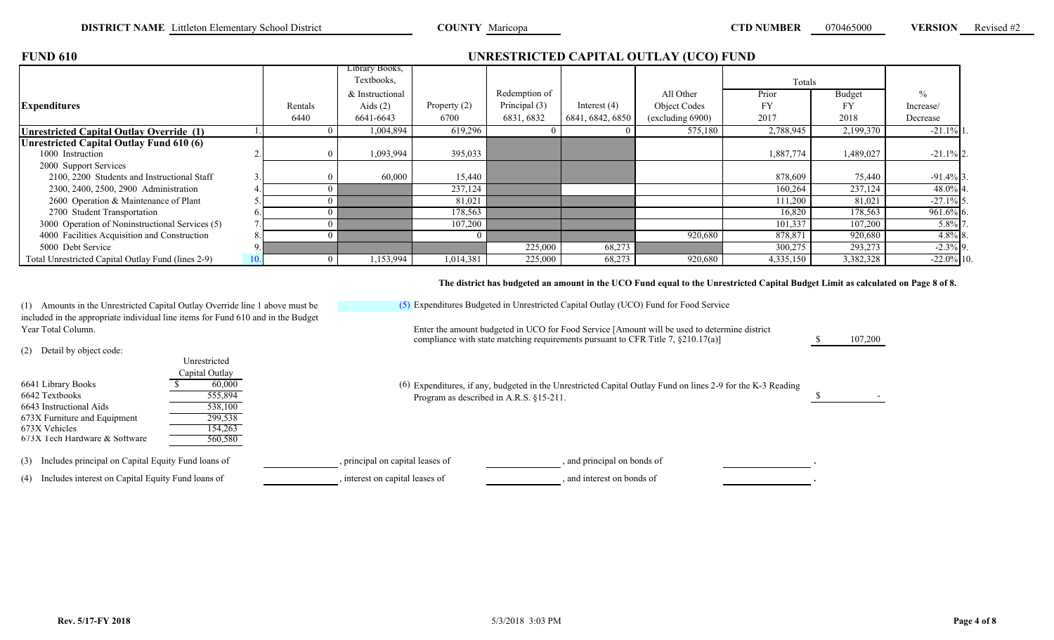**DISTRICT NAME** Littleton Elementary School District **COUNTY** Maricopa **CTD NUMBER** 070465000 **VERSION** Revised #2

## FUND 610

## UNRESTRICTED CAPITAL OUTLAY (UCO) FUND

| Expenditures | | Rentals 6440 | Library Books, Textbooks, & Instructional Aids (2) 6641-6643 | Property (2) 6700 | Redemption of Principal (3) 6831, 6832 | Interest (4) 6841, 6842, 6850 | All Other Object Codes (excluding 6900) | Totals Prior FY 2017 | Totals Budget FY 2018 | % Increase/ Decrease | |
|---|---|---|---|---|---|---|---|---|---|---|---|
| **Unrestricted Capital Outlay Override (1)** | 1. | 0 | 1,004,894 | 619,296 | 0 | 0 | 575,180 | 2,788,945 | 2,199,370 | -21.1% | 1. |
| **Unrestricted Capital Outlay Fund 610 (6)** | | | | | | | | | | | |
| 1000 Instruction | 2. | 0 | 1,093,994 | 395,033 | | | | 1,887,774 | 1,489,027 | -21.1% | 2. |
| 2000 Support Services | | | | | | | | | | | |
| 2100, 2200 Students and Instructional Staff | 3. | 0 | 60,000 | 15,440 | | | | 878,609 | 75,440 | -91.4% | 3. |
| 2300, 2400, 2500, 2900 Administration | 4. | 0 | | 237,124 | | | | 160,264 | 237,124 | 48.0% | 4. |
| 2600 Operation & Maintenance of Plant | 5. | 0 | | 81,021 | | | | 111,200 | 81,021 | -27.1% | 5. |
| 2700 Student Transportation | 6. | 0 | | 178,563 | | | | 16,820 | 178,563 | 961.6% | 6. |
| 3000 Operation of Noninstructional Services (5) | 7. | 0 | | 107,200 | | | | 101,337 | 107,200 | 5.8% | 7. |
| 4000 Facilities Acquisition and Construction | 8. | 0 | | 0 | | | 920,680 | 878,871 | 920,680 | 4.8% | 8. |
| 5000 Debt Service | 9. | | | | 225,000 | 68,273 | | 300,275 | 293,273 | -2.3% | 9. |
| Total Unrestricted Capital Outlay Fund (lines 2-9) | 10. | 0 | 1,153,994 | 1,014,381 | 225,000 | 68,273 | 920,680 | 4,335,150 | 3,382,328 | -22.0% | 10. |

**The district has budgeted an amount in the UCO Fund equal to the Unrestricted Capital Budget Limit as calculated on Page 8 of 8.**

(1) Amounts in the Unrestricted Capital Outlay Override line 1 above must be included in the appropriate individual line items for Fund 610 and in the Budget Year Total Column.

(2) Detail by object code:

| | Unrestricted Capital Outlay |
|---|---|
| 6641 Library Books | $ 60,000 |
| 6642 Textbooks | 555,894 |
| 6643 Instructional Aids | 538,100 |
| 673X Furniture and Equipment | 299,538 |
| 673X Vehicles | 154,263 |
| 673X Tech Hardware & Software | 560,580 |

(3) Includes principal on Capital Equity Fund loans of \_\_\_\_\_\_\_\_, principal on capital leases of \_\_\_\_\_\_\_\_, and principal on bonds of \_\_\_\_\_\_\_\_.

(4) Includes interest on Capital Equity Fund loans of \_\_\_\_\_\_\_\_, interest on capital leases of \_\_\_\_\_\_\_\_, and interest on bonds of \_\_\_\_\_\_\_\_.

(5) Expenditures Budgeted in Unrestricted Capital Outlay (UCO) Fund for Food Service

Enter the amount budgeted in UCO for Food Service [Amount will be used to determine district compliance with state matching requirements pursuant to CFR Title 7, §210.17(a)] $ 107,200

(6) Expenditures, if any, budgeted in the Unrestricted Capital Outlay Fund on lines 2-9 for the K-3 Reading Program as described in A.R.S. §15-211. $ -

Rev. 5/17-FY 2018 5/3/2018 3:03 PM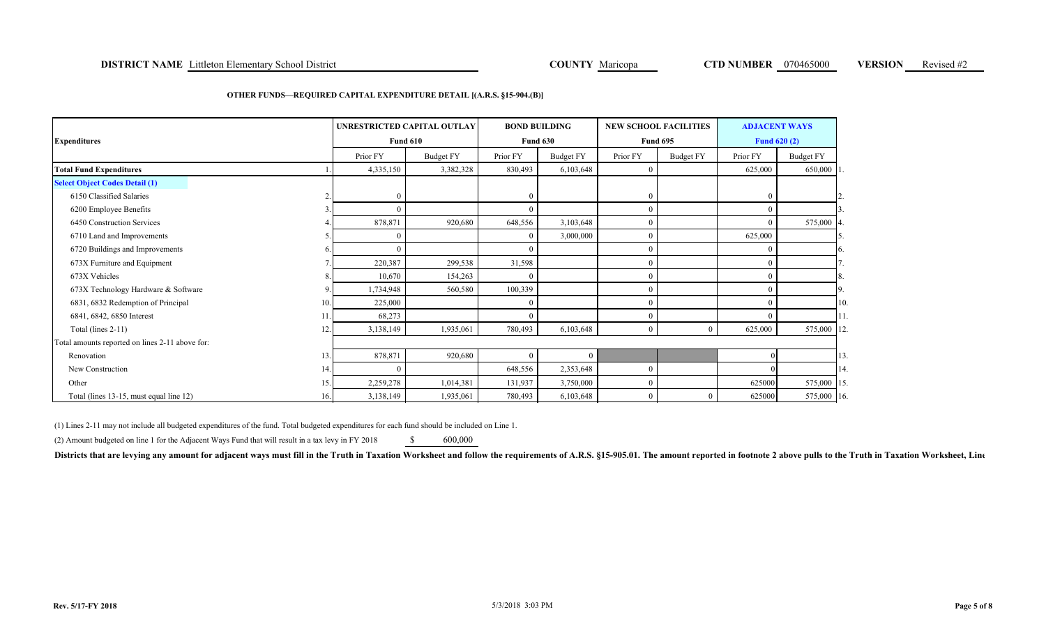**DISTRICT NAME** Littleton Elementary School District **COUNTY** Maricopa **CTD NUMBER** 070465000 **VERSION** Revised #2

**OTHER FUNDS—REQUIRED CAPITAL EXPENDITURE DETAIL [(A.R.S. §15-904.(B)]**

| Expenditures | | UNRESTRICTED CAPITAL OUTLAY Fund 610 | | BOND BUILDING Fund 630 | | NEW SCHOOL FACILITIES Fund 695 | | ADJACENT WAYS Fund 620 (2) | | |
|---|---|---|---|---|---|---|---|---|---|---|
| | | Prior FY | Budget FY | Prior FY | Budget FY | Prior FY | Budget FY | Prior FY | Budget FY | |
| **Total Fund Expenditures** | 1. | 4,335,150 | 3,382,328 | 830,493 | 6,103,648 | 0 | | 625,000 | 650,000 | 1. |
| **Select Object Codes Detail (1)** | | | | | | | | | | |
| 6150 Classified Salaries | 2. | 0 | | 0 | | 0 | | 0 | | 2. |
| 6200 Employee Benefits | 3. | 0 | | 0 | | 0 | | 0 | | 3. |
| 6450 Construction Services | 4. | 878,871 | 920,680 | 648,556 | 3,103,648 | 0 | | 0 | 575,000 | 4. |
| 6710 Land and Improvements | 5. | 0 | | 0 | 3,000,000 | 0 | | 625,000 | | 5. |
| 6720 Buildings and Improvements | 6. | 0 | | 0 | | 0 | | 0 | | 6. |
| 673X Furniture and Equipment | 7. | 220,387 | 299,538 | 31,598 | | 0 | | 0 | | 7. |
| 673X Vehicles | 8. | 10,670 | 154,263 | 0 | | 0 | | 0 | | 8. |
| 673X Technology Hardware & Software | 9. | 1,734,948 | 560,580 | 100,339 | | 0 | | 0 | | 9. |
| 6831, 6832 Redemption of Principal | 10. | 225,000 | | 0 | | 0 | | 0 | | 10. |
| 6841, 6842, 6850 Interest | 11. | 68,273 | | 0 | | 0 | | 0 | | 11. |
| Total (lines 2-11) | 12. | 3,138,149 | 1,935,061 | 780,493 | 6,103,648 | 0 | 0 | 625,000 | 575,000 | 12. |
| Total amounts reported on lines 2-11 above for: | | | | | | | | | | |
| Renovation | 13. | 878,871 | 920,680 | 0 | 0 | | | 0 | | 13. |
| New Construction | 14. | 0 | | 648,556 | 2,353,648 | 0 | | 0 | | 14. |
| Other | 15. | 2,259,278 | 1,014,381 | 131,937 | 3,750,000 | 0 | | 625000 | 575,000 | 15. |
| Total (lines 13-15, must equal line 12) | 16. | 3,138,149 | 1,935,061 | 780,493 | 6,103,648 | 0 | 0 | 625000 | 575,000 | 16. |

(1) Lines 2-11 may not include all budgeted expenditures of the fund. Total budgeted expenditures for each fund should be included on Line 1.

(2) Amount budgeted on line 1 for the Adjacent Ways Fund that will result in a tax levy in FY 2018 $ 600,000

**Districts that are levying any amount for adjacent ways must fill in the Truth in Taxation Worksheet and follow the requirements of A.R.S. §15-905.01. The amount reported in footnote 2 above pulls to the Truth in Taxation Worksheet, Line**

Rev. 5/17-FY 2018 5/3/2018 3:03 PM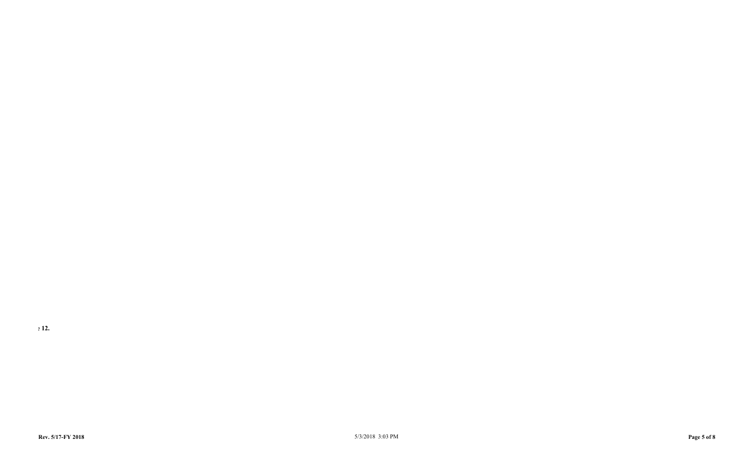: 12.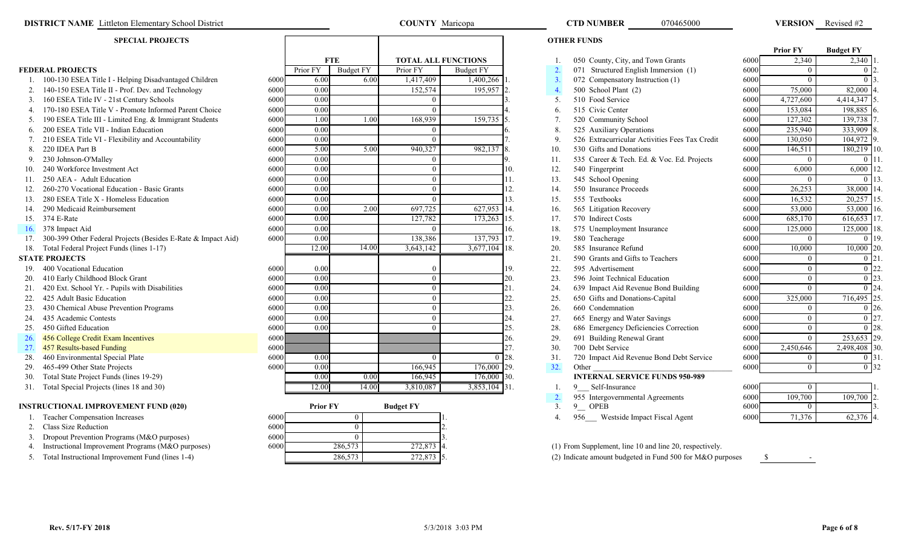**DISTRICT NAME** Littleton Elementary School District **COUNTY** Maricopa **CTD NUMBER** 070465000 **VERSION** Revised #2

## SPECIAL PROJECTS

| | | | FTE | | TOTAL ALL FUNCTIONS | | |
|---|---|---|---|---|---|---|---|
| **FEDERAL PROJECTS** | | | Prior FY | Budget FY | Prior FY | Budget FY | |
| 1. | 100-130 ESEA Title I - Helping Disadvantaged Children | 6000 | 6.00 | 6.00 | 1,417,409 | 1,400,266 | 1. |
| 2. | 140-150 ESEA Title II - Prof. Dev. and Technology | 6000 | 0.00 | | 152,574 | 195,957 | 2. |
| 3. | 160 ESEA Title IV - 21st Century Schools | 6000 | 0.00 | | 0 | | 3. |
| 4. | 170-180 ESEA Title V - Promote Informed Parent Choice | 6000 | 0.00 | | 0 | | 4. |
| 5. | 190 ESEA Title III - Limited Eng. & Immigrant Students | 6000 | 1.00 | 1.00 | 168,939 | 159,735 | 5. |
| 6. | 200 ESEA Title VII - Indian Education | 6000 | 0.00 | | 0 | | 6. |
| 7. | 210 ESEA Title VI - Flexibility and Accountability | 6000 | 0.00 | | 0 | | 7. |
| 8. | 220 IDEA Part B | 6000 | 5.00 | 5.00 | 940,327 | 982,137 | 8. |
| 9. | 230 Johnson-O'Malley | 6000 | 0.00 | | 0 | | 9. |
| 10. | 240 Workforce Investment Act | 6000 | 0.00 | | 0 | | 10. |
| 11. | 250 AEA - Adult Education | 6000 | 0.00 | | 0 | | 11. |
| 12. | 260-270 Vocational Education - Basic Grants | 6000 | 0.00 | | 0 | | 12. |
| 13. | 280 ESEA Title X - Homeless Education | 6000 | 0.00 | | 0 | | 13. |
| 14. | 290 Medicaid Reimbursement | 6000 | 0.00 | 2.00 | 697,725 | 627,953 | 14. |
| 15. | 374 E-Rate | 6000 | 0.00 | | 127,782 | 173,263 | 15. |
| 16. | 378 Impact Aid | 6000 | 0.00 | | 0 | | 16. |
| 17. | 300-399 Other Federal Projects (Besides E-Rate & Impact Aid) | 6000 | 0.00 | | 138,386 | 137,793 | 17. |
| 18. | Total Federal Project Funds (lines 1-17) | | 12.00 | 14.00 | 3,643,142 | 3,677,104 | 18. |
| **STATE PROJECTS** | | | | | | | |
| 19. | 400 Vocational Education | 6000 | 0.00 | | 0 | | 19. |
| 20. | 410 Early Childhood Block Grant | 6000 | 0.00 | | 0 | | 20. |
| 21. | 420 Ext. School Yr. - Pupils with Disabilities | 6000 | 0.00 | | 0 | | 21. |
| 22. | 425 Adult Basic Education | 6000 | 0.00 | | 0 | | 22. |
| 23. | 430 Chemical Abuse Prevention Programs | 6000 | 0.00 | | 0 | | 23. |
| 24. | 435 Academic Contests | 6000 | 0.00 | | 0 | | 24. |
| 25. | 450 Gifted Education | 6000 | 0.00 | | 0 | | 25. |
| 26. | 456 College Credit Exam Incentives | 6000 | | | | | 26. |
| 27. | 457 Results-based Funding | 6000 | | | | | 27. |
| 28. | 460 Environmental Special Plate | 6000 | 0.00 | | 0 | 0 | 28. |
| 29. | 465-499 Other State Projects | 6000 | 0.00 | | 166,945 | 176,000 | 29. |
| 30. | Total State Project Funds (lines 19-29) | | 0.00 | 0.00 | 166,945 | 176,000 | 30. |
| 31. | Total Special Projects (lines 18 and 30) | | 12.00 | 14.00 | 3,810,087 | 3,853,104 | 31. |

## INSTRUCTIONAL IMPROVEMENT FUND (020)

| | | | Prior FY | Budget FY | |
|---|---|---|---|---|---|
| 1. | Teacher Compensation Increases | 6000 | 0 | | 1. |
| 2. | Class Size Reduction | 6000 | 0 | | 2. |
| 3. | Dropout Prevention Programs (M&O purposes) | 6000 | 0 | | 3. |
| 4. | Instructional Improvement Programs (M&O purposes) | 6000 | 286,573 | 272,873 | 4. |
| 5. | Total Instructional Improvement Fund (lines 1-4) | | 286,573 | 272,873 | 5. |

## OTHER FUNDS

| | | | Prior FY | Budget FY | |
|---|---|---|---|---|---|
| 1. | 050 County, City, and Town Grants | 6000 | 2,340 | 2,340 | 1. |
| 2. | 071 Structured English Immersion (1) | 6000 | 0 | 0 | 2. |
| 3. | 072 Compensatory Instruction (1) | 6000 | 0 | 0 | 3. |
| 4. | 500 School Plant (2) | 6000 | 75,000 | 82,000 | 4. |
| 5. | 510 Food Service | 6000 | 4,727,600 | 4,414,347 | 5. |
| 6. | 515 Civic Center | 6000 | 153,084 | 198,885 | 6. |
| 7. | 520 Community School | 6000 | 127,302 | 139,738 | 7. |
| 8. | 525 Auxiliary Operations | 6000 | 235,940 | 333,909 | 8. |
| 9. | 526 Extracurricular Activities Fees Tax Credit | 6000 | 130,050 | 104,972 | 9. |
| 10. | 530 Gifts and Donations | 6000 | 146,511 | 180,219 | 10. |
| 11. | 535 Career & Tech. Ed. & Voc. Ed. Projects | 6000 | 0 | 0 | 11. |
| 12. | 540 Fingerprint | 6000 | 6,000 | 6,000 | 12. |
| 13. | 545 School Opening | 6000 | 0 | 0 | 13. |
| 14. | 550 Insurance Proceeds | 6000 | 26,253 | 38,000 | 14. |
| 15. | 555 Textbooks | 6000 | 16,532 | 20,257 | 15. |
| 16. | 565 Litigation Recovery | 6000 | 53,000 | 53,000 | 16. |
| 17. | 570 Indirect Costs | 6000 | 685,170 | 616,653 | 17. |
| 18. | 575 Unemployment Insurance | 6000 | 125,000 | 125,000 | 18. |
| 19. | 580 Teacherage | 6000 | 0 | 0 | 19. |
| 20. | 585 Insurance Refund | 6000 | 10,000 | 10,000 | 20. |
| 21. | 590 Grants and Gifts to Teachers | 6000 | 0 | 0 | 21. |
| 22. | 595 Advertisement | 6000 | 0 | 0 | 22. |
| 23. | 596 Joint Technical Education | 6000 | 0 | 0 | 23. |
| 24. | 639 Impact Aid Revenue Bond Building | 6000 | 0 | 0 | 24. |
| 25. | 650 Gifts and Donations-Capital | 6000 | 325,000 | 716,495 | 25. |
| 26. | 660 Condemnation | 6000 | 0 | 0 | 26. |
| 27. | 665 Energy and Water Savings | 6000 | 0 | 0 | 27. |
| 28. | 686 Emergency Deficiencies Correction | 6000 | 0 | 0 | 28. |
| 29. | 691 Building Renewal Grant | 6000 | 0 | 253,653 | 29. |
| 30. | 700 Debt Service | 6000 | 2,450,646 | 2,498,408 | 30. |
| 31. | 720 Impact Aid Revenue Bond Debt Service | 6000 | 0 | 0 | 31. |
| 32. | Other | 6000 | 0 | 0 | 32 |
| | **INTERNAL SERVICE FUNDS 950-989** | | | | |
| 1. | 9__ Self-Insurance | 6000 | 0 | | 1. |
| 2. | 955 Intergovernmental Agreements | 6000 | 109,700 | 109,700 | 2. |
| 3. | 9__ OPEB | 6000 | 0 | | 3. |
| 4. | 956___ Westside Impact Fiscal Agent | 6000 | 71,376 | 62,376 | 4. |

(1) From Supplement, line 10 and line 20, respectively.

(2) Indicate amount budgeted in Fund 500 for M&O purposes $ -

Rev. 5/17-FY 2018 5/3/2018 3:03 PM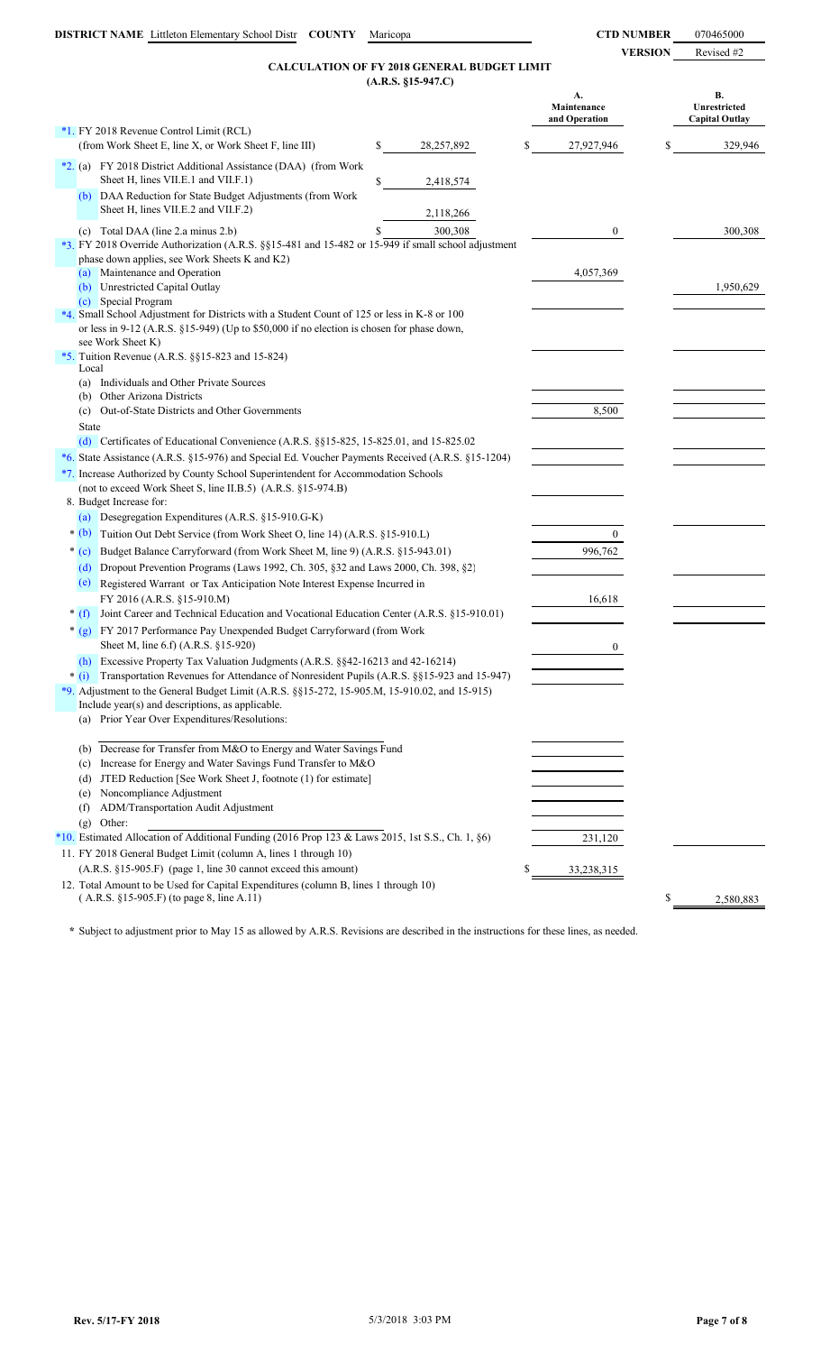**DISTRICT NAME** Littleton Elementary School Distr **COUNTY** Maricopa **CTD NUMBER** 070465000

**VERSION** Revised #2

## CALCULATION OF FY 2018 GENERAL BUDGET LIMIT
### (A.R.S. §15-947.C)

| | | A. Maintenance and Operation | B. Unrestricted Capital Outlay |
|---|---|---|---|
| *1. FY 2018 Revenue Control Limit (RCL) (from Work Sheet E, line X, or Work Sheet F, line III) | $ 28,257,892 | $ 27,927,946 | $ 329,946 |
| *2. (a) FY 2018 District Additional Assistance (DAA) (from Work Sheet H, lines VII.E.1 and VII.F.1) | $ 2,418,574 | | |
| (b) DAA Reduction for State Budget Adjustments (from Work Sheet H, lines VII.E.2 and VII.F.2) | 2,118,266 | | |
| (c) Total DAA (line 2.a minus 2.b) | $ 300,308 | 0 | 300,308 |
| *3. FY 2018 Override Authorization (A.R.S. §§15-481 and 15-482 or 15-949 if small school adjustment phase down applies, see Work Sheets K and K2) | | | |
| (a) Maintenance and Operation | | 4,057,369 | |
| (b) Unrestricted Capital Outlay | | | 1,950,629 |
| (c) Special Program | | | |
| *4. Small School Adjustment for Districts with a Student Count of 125 or less in K-8 or 100 or less in 9-12 (A.R.S. §15-949) (Up to $50,000 if no election is chosen for phase down, see Work Sheet K) | | | |
| *5. Tuition Revenue (A.R.S. §§15-823 and 15-824) | | | |
| Local | | | |
| (a) Individuals and Other Private Sources | | | |
| (b) Other Arizona Districts | | | |
| (c) Out-of-State Districts and Other Governments | | 8,500 | |
| State | | | |
| (d) Certificates of Educational Convenience (A.R.S. §§15-825, 15-825.01, and 15-825.02 | | | |
| *6. State Assistance (A.R.S. §15-976) and Special Ed. Voucher Payments Received (A.R.S. §15-1204) | | | |
| *7. Increase Authorized by County School Superintendent for Accommodation Schools (not to exceed Work Sheet S, line II.B.5) (A.R.S. §15-974.B) | | | |
| 8. Budget Increase for: | | | |
| (a) Desegregation Expenditures (A.R.S. §15-910.G-K) | | | |
| * (b) Tuition Out Debt Service (from Work Sheet O, line 14) (A.R.S. §15-910.L) | | 0 | |
| * (c) Budget Balance Carryforward (from Work Sheet M, line 9) (A.R.S. §15-943.01) | | 996,762 | |
| (d) Dropout Prevention Programs (Laws 1992, Ch. 305, §32 and Laws 2000, Ch. 398, §2) | | | |
| (e) Registered Warrant or Tax Anticipation Note Interest Expense Incurred in FY 2016 (A.R.S. §15-910.M) | | 16,618 | |
| * (f) Joint Career and Technical Education and Vocational Education Center (A.R.S. §15-910.01) | | | |
| * (g) FY 2017 Performance Pay Unexpended Budget Carryforward (from Work Sheet M, line 6.f) (A.R.S. §15-920) | | 0 | |
| (h) Excessive Property Tax Valuation Judgments (A.R.S. §§42-16213 and 42-16214) | | | |
| * (i) Transportation Revenues for Attendance of Nonresident Pupils (A.R.S. §§15-923 and 15-947) | | | |
| *9. Adjustment to the General Budget Limit (A.R.S. §§15-272, 15-905.M, 15-910.02, and 15-915) Include year(s) and descriptions, as applicable. | | | |
| (a) Prior Year Over Expenditures/Resolutions: | | | |
| (b) Decrease for Transfer from M&O to Energy and Water Savings Fund | | | |
| (c) Increase for Energy and Water Savings Fund Transfer to M&O | | | |
| (d) JTED Reduction [See Work Sheet J, footnote (1) for estimate] | | | |
| (e) Noncompliance Adjustment | | | |
| (f) ADM/Transportation Audit Adjustment | | | |
| (g) Other: | | | |
| *10. Estimated Allocation of Additional Funding (2016 Prop 123 & Laws 2015, 1st S.S., Ch. 1, §6) | | 231,120 | |
| 11. FY 2018 General Budget Limit (column A, lines 1 through 10) (A.R.S. §15-905.F) (page 1, line 30 cannot exceed this amount) | | $ 33,238,315 | |
| 12. Total Amount to be Used for Capital Expenditures (column B, lines 1 through 10) ( A.R.S. §15-905.F) (to page 8, line A.11) | | | $ 2,580,883 |

\* Subject to adjustment prior to May 15 as allowed by A.R.S. Revisions are described in the instructions for these lines, as needed.

Rev. 5/17-FY 2018 5/3/2018 3:03 PM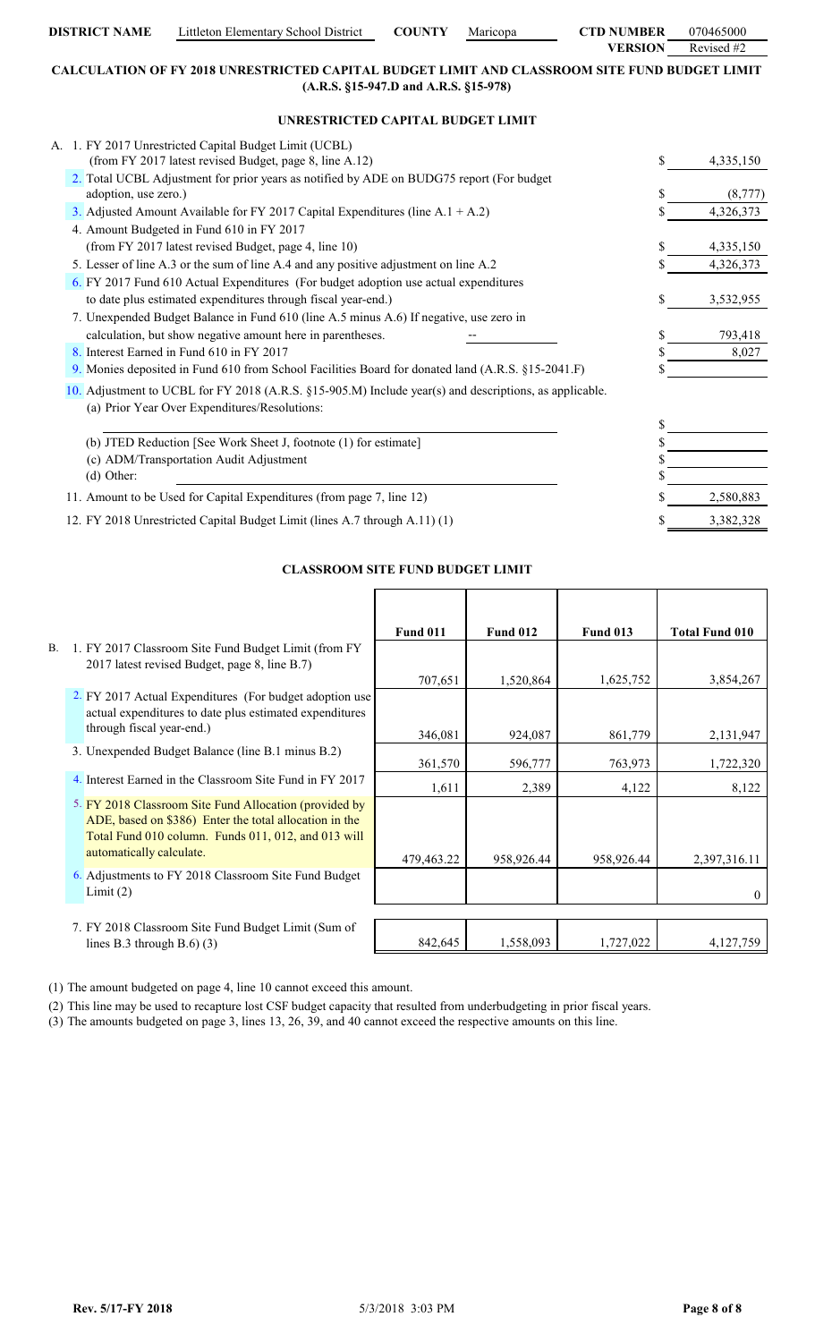| DISTRICT NAME | Littleton Elementary School District | COUNTY | Maricopa | CTD NUMBER | 070465000 |
|---|---|---|---|---|---|
| | | | | VERSION | Revised #2 |

## CALCULATION OF FY 2018 UNRESTRICTED CAPITAL BUDGET LIMIT AND CLASSROOM SITE FUND BUDGET LIMIT (A.R.S. §15-947.D and A.R.S. §15-978)

### UNRESTRICTED CAPITAL BUDGET LIMIT

| | | |
|---|---|---|
| A. 1. FY 2017 Unrestricted Capital Budget Limit (UCBL) (from FY 2017 latest revised Budget, page 8, line A.12) | $ | 4,335,150 |
| 2. Total UCBL Adjustment for prior years as notified by ADE on BUDG75 report (For budget adoption, use zero.) | $ | (8,777) |
| 3. Adjusted Amount Available for FY 2017 Capital Expenditures (line A.1 + A.2) | $ | 4,326,373 |
| 4. Amount Budgeted in Fund 610 in FY 2017 (from FY 2017 latest revised Budget, page 4, line 10) | $ | 4,335,150 |
| 5. Lesser of line A.3 or the sum of line A.4 and any positive adjustment on line A.2 | $ | 4,326,373 |
| 6. FY 2017 Fund 610 Actual Expenditures (For budget adoption use actual expenditures to date plus estimated expenditures through fiscal year-end.) | $ | 3,532,955 |
| 7. Unexpended Budget Balance in Fund 610 (line A.5 minus A.6) If negative, use zero in calculation, but show negative amount here in parentheses. -- | $ | 793,418 |
| 8. Interest Earned in Fund 610 in FY 2017 | $ | 8,027 |
| 9. Monies deposited in Fund 610 from School Facilities Board for donated land (A.R.S. §15-2041.F) | $ | |
| 10. Adjustment to UCBL for FY 2018 (A.R.S. §15-905.M) Include year(s) and descriptions, as applicable. | | |
| (a) Prior Year Over Expenditures/Resolutions: | $ | |
| (b) JTED Reduction [See Work Sheet J, footnote (1) for estimate] | $ | |
| (c) ADM/Transportation Audit Adjustment | $ | |
| (d) Other: | $ | |
| 11. Amount to be Used for Capital Expenditures (from page 7, line 12) | $ | 2,580,883 |
| 12. FY 2018 Unrestricted Capital Budget Limit (lines A.7 through A.11) (1) | $ | 3,382,328 |

### CLASSROOM SITE FUND BUDGET LIMIT

| | Fund 011 | Fund 012 | Fund 013 | Total Fund 010 |
|---|---|---|---|---|
| B. 1. FY 2017 Classroom Site Fund Budget Limit (from FY 2017 latest revised Budget, page 8, line B.7) | 707,651 | 1,520,864 | 1,625,752 | 3,854,267 |
| 2. FY 2017 Actual Expenditures (For budget adoption use actual expenditures to date plus estimated expenditures through fiscal year-end.) | 346,081 | 924,087 | 861,779 | 2,131,947 |
| 3. Unexpended Budget Balance (line B.1 minus B.2) | 361,570 | 596,777 | 763,973 | 1,722,320 |
| 4. Interest Earned in the Classroom Site Fund in FY 2017 | 1,611 | 2,389 | 4,122 | 8,122 |
| 5. FY 2018 Classroom Site Fund Allocation (provided by ADE, based on $386) Enter the total allocation in the Total Fund 010 column. Funds 011, 012, and 013 will automatically calculate. | 479,463.22 | 958,926.44 | 958,926.44 | 2,397,316.11 |
| 6. Adjustments to FY 2018 Classroom Site Fund Budget Limit (2) | | | | 0 |
| 7. FY 2018 Classroom Site Fund Budget Limit (Sum of lines B.3 through B.6) (3) | 842,645 | 1,558,093 | 1,727,022 | 4,127,759 |

(1) The amount budgeted on page 4, line 10 cannot exceed this amount.

(2) This line may be used to recapture lost CSF budget capacity that resulted from underbudgeting in prior fiscal years.

(3) The amounts budgeted on page 3, lines 13, 26, 39, and 40 cannot exceed the respective amounts on this line.

Rev. 5/17-FY 2018 5/3/2018 3:03 PM